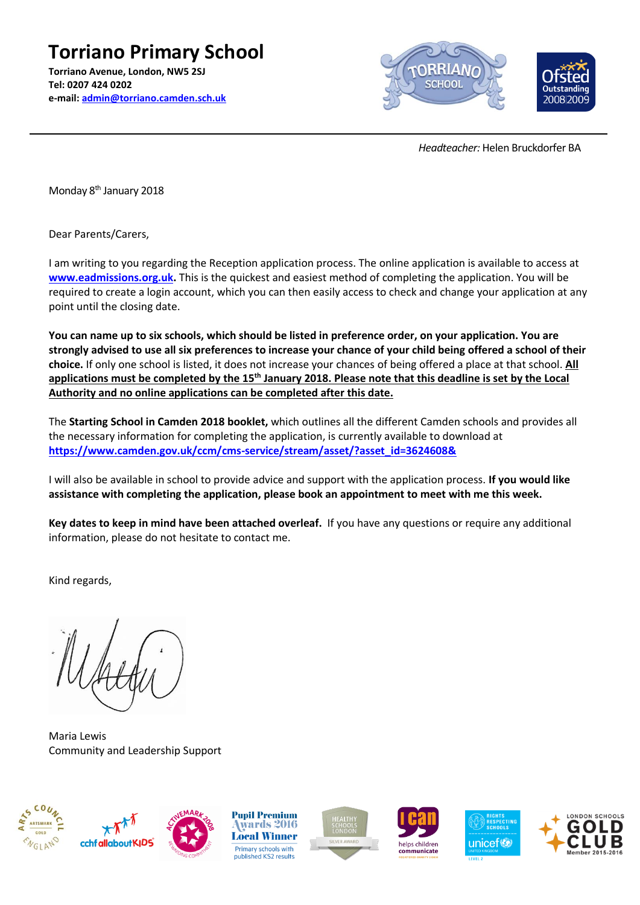# Torriano Primary School

**Torriano Avenue, London, NW5 2SJ**
**Tel: 0207 424 0202**
**e-mail: admin@torriano.camden.sch.uk**

*Headteacher:* Helen Bruckdorfer BA

Monday 8th January 2018

Dear Parents/Carers,

I am writing to you regarding the Reception application process. The online application is available to access at **www.eadmissions.org.uk.** This is the quickest and easiest method of completing the application. You will be required to create a login account, which you can then easily access to check and change your application at any point until the closing date.

**You can name up to six schools, which should be listed in preference order, on your application. You are strongly advised to use all six preferences to increase your chance of your child being offered a school of their choice.** If only one school is listed, it does not increase your chances of being offered a place at that school. **All applications must be completed by the 15th January 2018. Please note that this deadline is set by the Local Authority and no online applications can be completed after this date.**

The **Starting School in Camden 2018 booklet,** which outlines all the different Camden schools and provides all the necessary information for completing the application, is currently available to download at **https://www.camden.gov.uk/ccm/cms-service/stream/asset/?asset_id=3624608&**

I will also be available in school to provide advice and support with the application process. **If you would like assistance with completing the application, please book an appointment to meet with me this week.**

**Key dates to keep in mind have been attached overleaf.** If you have any questions or require any additional information, please do not hesitate to contact me.

Kind regards,

Maria Lewis
Community and Leadership Support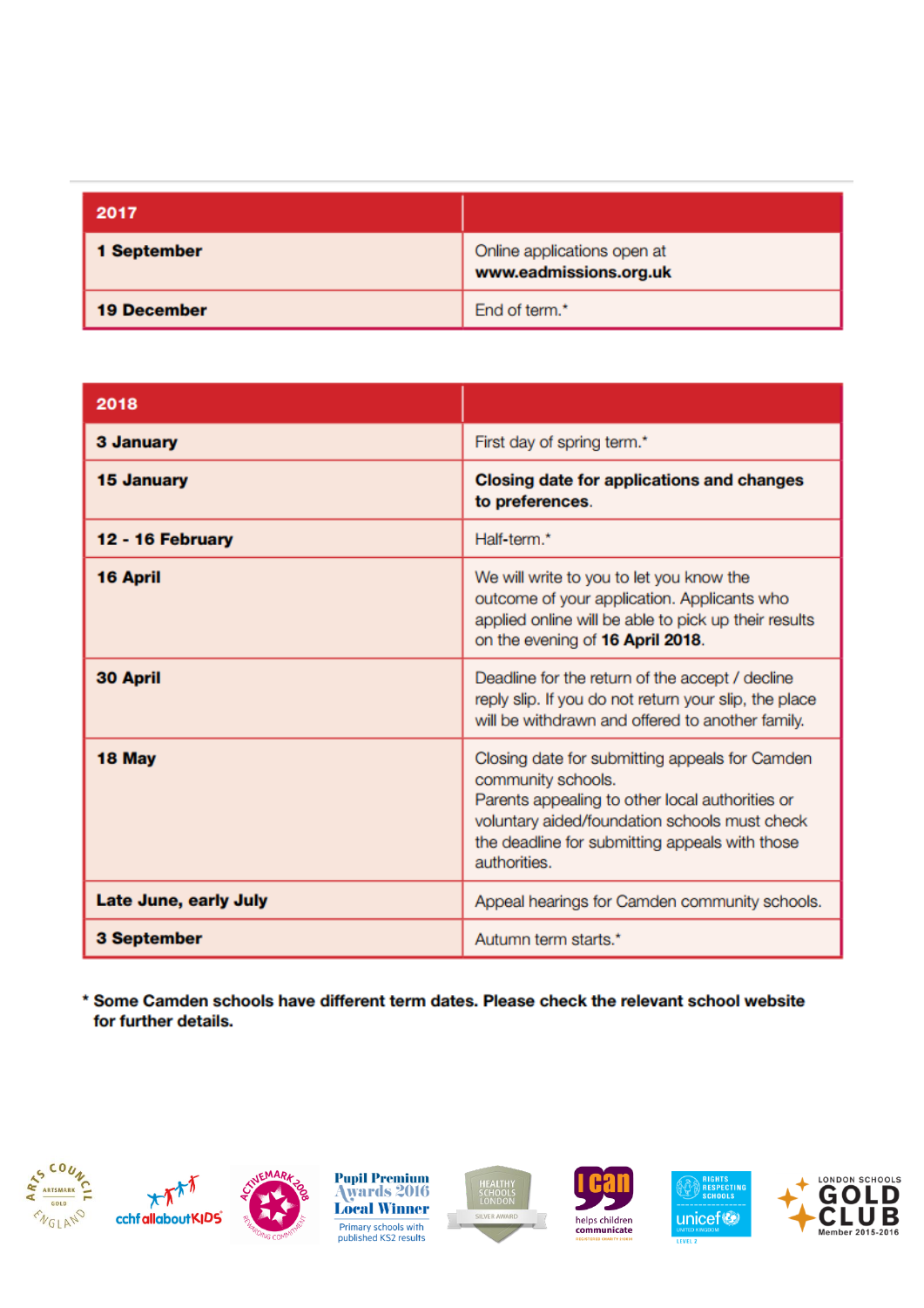| 2017 | |
|---|---|
| **1 September** | Online applications open at **www.eadmissions.org.uk** |
| **19 December** | End of term.* |

| 2018 | |
|---|---|
| **3 January** | First day of spring term.* |
| **15 January** | **Closing date for applications and changes to preferences**. |
| **12 - 16 February** | Half-term.* |
| **16 April** | We will write to you to let you know the outcome of your application. Applicants who applied online will be able to pick up their results on the evening of **16 April 2018**. |
| **30 April** | Deadline for the return of the accept / decline reply slip. If you do not return your slip, the place will be withdrawn and offered to another family. |
| **18 May** | Closing date for submitting appeals for Camden community schools. Parents appealing to other local authorities or voluntary aided/foundation schools must check the deadline for submitting appeals with those authorities. |
| **Late June, early July** | Appeal hearings for Camden community schools. |
| **3 September** | Autumn term starts.* |

**\* Some Camden schools have different term dates. Please check the relevant school website for further details.**